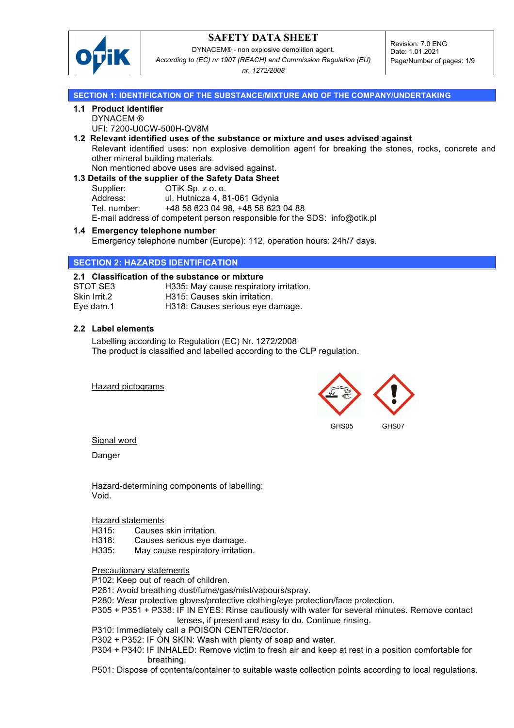# SAFETY DATA SHEET

DYNACEM® - non explosive demolition agent.

*According to (EC) nr 1907 (REACH) and Commission Regulation (EU) nr. 1272/2008*

Revision: 7.0 ENG
Date: 1.01.2021

## SECTION 1: IDENTIFICATION OF THE SUBSTANCE/MIXTURE AND OF THE COMPANY/UNDERTAKING

### 1.1 Product identifier

DYNACEM ®
UFI: 7200-U0CW-500H-QV8M

### 1.2 Relevant identified uses of the substance or mixture and uses advised against

Relevant identified uses: non explosive demolition agent for breaking the stones, rocks, concrete and other mineral building materials.
Non mentioned above uses are advised against.

### 1.3 Details of the supplier of the Safety Data Sheet

Supplier: OTiK Sp. z o. o.
Address: ul. Hutnicza 4, 81-061 Gdynia
Tel. number: +48 58 623 04 98, +48 58 623 04 88
E-mail address of competent person responsible for the SDS: info@otik.pl

### 1.4 Emergency telephone number

Emergency telephone number (Europe): 112, operation hours: 24h/7 days.

## SECTION 2: HAZARDS IDENTIFICATION

### 2.1 Classification of the substance or mixture

| | |
|---|---|
| STOT SE3 | H335: May cause respiratory irritation. |
| Skin Irrit.2 | H315: Causes skin irritation. |
| Eye dam.1 | H318: Causes serious eye damage. |

### 2.2 Label elements

Labelling according to Regulation (EC) Nr. 1272/2008
The product is classified and labelled according to the CLP regulation.

Hazard pictograms

GHS05 GHS07

Signal word

Danger

Hazard-determining components of labelling:
Void.

Hazard statements
H315: Causes skin irritation.
H318: Causes serious eye damage.
H335: May cause respiratory irritation.

Precautionary statements
P102: Keep out of reach of children.
P261: Avoid breathing dust/fume/gas/mist/vapours/spray.
P280: Wear protective gloves/protective clothing/eye protection/face protection.
P305 + P351 + P338: IF IN EYES: Rinse cautiously with water for several minutes. Remove contact lenses, if present and easy to do. Continue rinsing.
P310: Immediately call a POISON CENTER/doctor.
P302 + P352: IF ON SKIN: Wash with plenty of soap and water.
P304 + P340: IF INHALED: Remove victim to fresh air and keep at rest in a position comfortable for breathing.
P501: Dispose of contents/container to suitable waste collection points according to local regulations.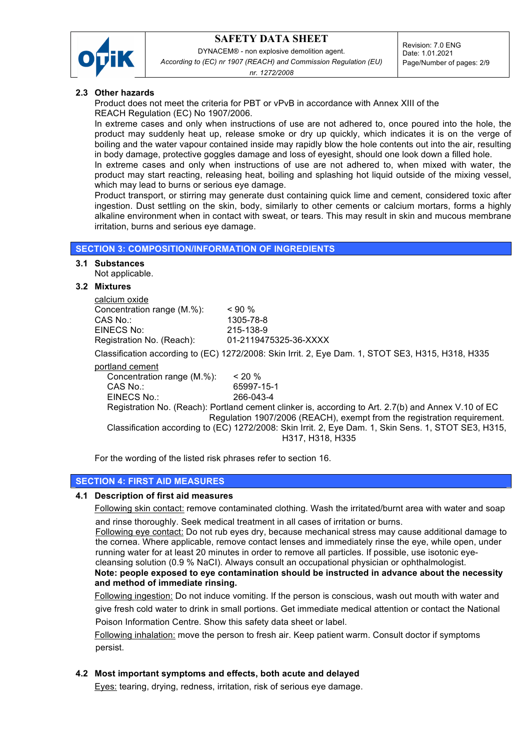### 2.3 Other hazards

Product does not meet the criteria for PBT or vPvB in accordance with Annex XIII of the REACH Regulation (EC) No 1907/2006.

In extreme cases and only when instructions of use are not adhered to, once poured into the hole, the product may suddenly heat up, release smoke or dry up quickly, which indicates it is on the verge of boiling and the water vapour contained inside may rapidly blow the hole contents out into the air, resulting in body damage, protective goggles damage and loss of eyesight, should one look down a filled hole.

In extreme cases and only when instructions of use are not adhered to, when mixed with water, the product may start reacting, releasing heat, boiling and splashing hot liquid outside of the mixing vessel, which may lead to burns or serious eye damage.

Product transport, or stirring may generate dust containing quick lime and cement, considered toxic after ingestion. Dust settling on the skin, body, similarly to other cements or calcium mortars, forms a highly alkaline environment when in contact with sweat, or tears. This may result in skin and mucous membrane irritation, burns and serious eye damage.

## SECTION 3: COMPOSITION/INFORMATION OF INGREDIENTS

### 3.1 Substances

Not applicable.

### 3.2 Mixtures

calcium oxide

Concentration range (M.%): < 90 %
CAS No.: 1305-78-8
EINECS No: 215-138-9
Registration No. (Reach): 01-2119475325-36-XXXX

Classification according to (EC) 1272/2008: Skin Irrit. 2, Eye Dam. 1, STOT SE3, H315, H318, H335

portland cement

Concentration range (M.%): < 20 %
CAS No.: 65997-15-1
EINECS No.: 266-043-4
Registration No. (Reach): Portland cement clinker is, according to Art. 2.7(b) and Annex V.10 of EC Regulation 1907/2006 (REACH), exempt from the registration requirement.
Classification according to (EC) 1272/2008: Skin Irrit. 2, Eye Dam. 1, Skin Sens. 1, STOT SE3, H315, H317, H318, H335

For the wording of the listed risk phrases refer to section 16.

## SECTION 4: FIRST AID MEASURES

### 4.1 Description of first aid measures

Following skin contact: remove contaminated clothing. Wash the irritated/burnt area with water and soap and rinse thoroughly. Seek medical treatment in all cases of irritation or burns.

Following eye contact: Do not rub eyes dry, because mechanical stress may cause additional damage to the cornea. Where applicable, remove contact lenses and immediately rinse the eye, while open, under running water for at least 20 minutes in order to remove all particles. If possible, use isotonic eye-cleansing solution (0.9 % NaCl). Always consult an occupational physician or ophthalmologist.

**Note: people exposed to eye contamination should be instructed in advance about the necessity and method of immediate rinsing.**

Following ingestion: Do not induce vomiting. If the person is conscious, wash out mouth with water and give fresh cold water to drink in small portions. Get immediate medical attention or contact the National Poison Information Centre. Show this safety data sheet or label.

Following inhalation: move the person to fresh air. Keep patient warm. Consult doctor if symptoms persist.

### 4.2 Most important symptoms and effects, both acute and delayed

Eyes: tearing, drying, redness, irritation, risk of serious eye damage.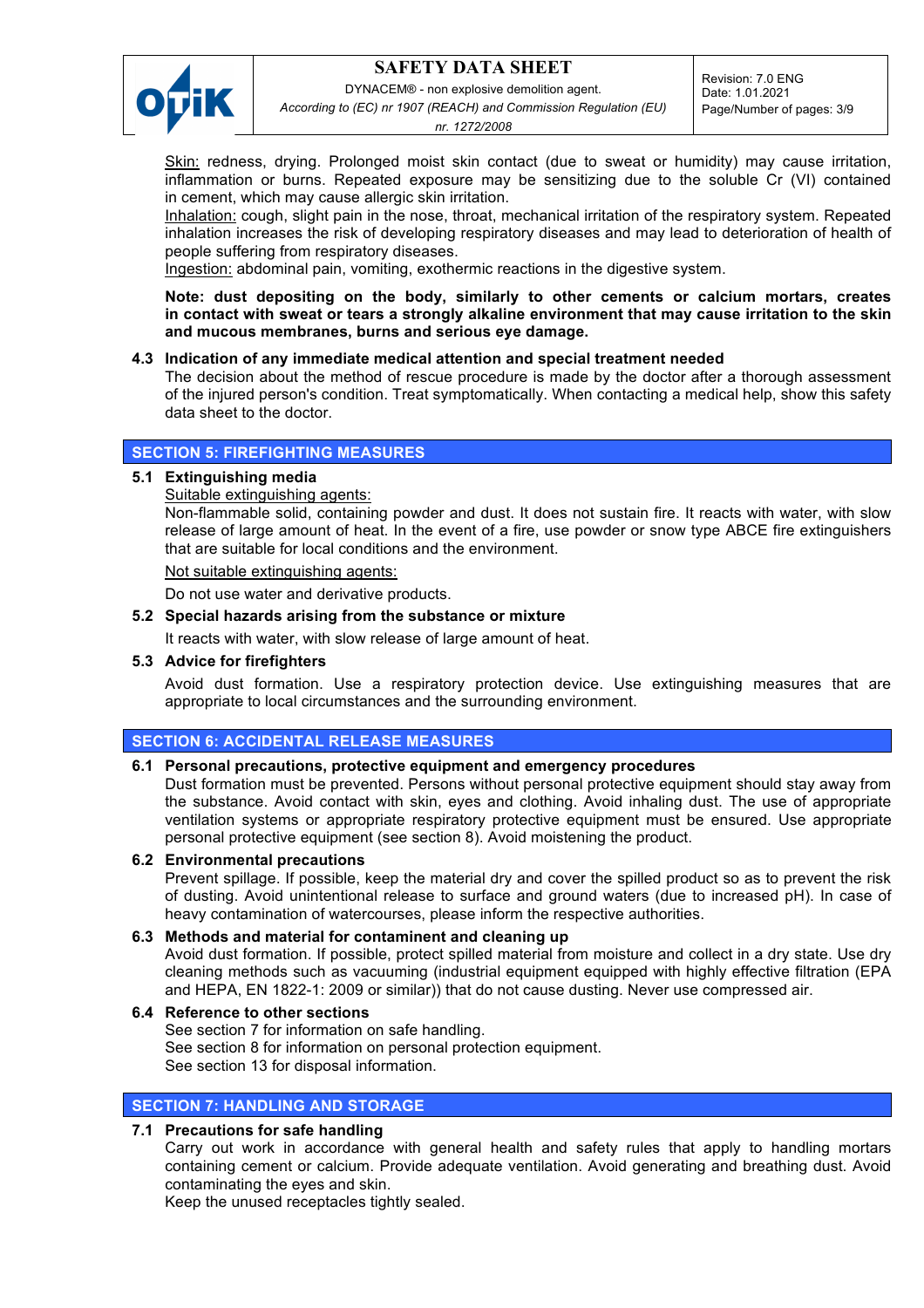<u>Skin:</u> redness, drying. Prolonged moist skin contact (due to sweat or humidity) may cause irritation, inflammation or burns. Repeated exposure may be sensitizing due to the soluble Cr (VI) contained in cement, which may cause allergic skin irritation.
<u>Inhalation:</u> cough, slight pain in the nose, throat, mechanical irritation of the respiratory system. Repeated inhalation increases the risk of developing respiratory diseases and may lead to deterioration of health of people suffering from respiratory diseases.
<u>Ingestion:</u> abdominal pain, vomiting, exothermic reactions in the digestive system.

**Note: dust depositing on the body, similarly to other cements or calcium mortars, creates in contact with sweat or tears a strongly alkaline environment that may cause irritation to the skin and mucous membranes, burns and serious eye damage.**

### 4.3 Indication of any immediate medical attention and special treatment needed

The decision about the method of rescue procedure is made by the doctor after a thorough assessment of the injured person's condition. Treat symptomatically. When contacting a medical help, show this safety data sheet to the doctor.

## SECTION 5: FIREFIGHTING MEASURES

### 5.1 Extinguishing media

<u>Suitable extinguishing agents:</u>
Non-flammable solid, containing powder and dust. It does not sustain fire. It reacts with water, with slow release of large amount of heat. In the event of a fire, use powder or snow type ABCE fire extinguishers that are suitable for local conditions and the environment.

<u>Not suitable extinguishing agents:</u>

Do not use water and derivative products.

### 5.2 Special hazards arising from the substance or mixture

It reacts with water, with slow release of large amount of heat.

### 5.3 Advice for firefighters

Avoid dust formation. Use a respiratory protection device. Use extinguishing measures that are appropriate to local circumstances and the surrounding environment.

## SECTION 6: ACCIDENTAL RELEASE MEASURES

### 6.1 Personal precautions, protective equipment and emergency procedures

Dust formation must be prevented. Persons without personal protective equipment should stay away from the substance. Avoid contact with skin, eyes and clothing. Avoid inhaling dust. The use of appropriate ventilation systems or appropriate respiratory protective equipment must be ensured. Use appropriate personal protective equipment (see section 8). Avoid moistening the product.

### 6.2 Environmental precautions

Prevent spillage. If possible, keep the material dry and cover the spilled product so as to prevent the risk of dusting. Avoid unintentional release to surface and ground waters (due to increased pH). In case of heavy contamination of watercourses, please inform the respective authorities.

### 6.3 Methods and material for containment and cleaning up

Avoid dust formation. If possible, protect spilled material from moisture and collect in a dry state. Use dry cleaning methods such as vacuuming (industrial equipment equipped with highly effective filtration (EPA and HEPA, EN 1822-1: 2009 or similar)) that do not cause dusting. Never use compressed air.

### 6.4 Reference to other sections

See section 7 for information on safe handling.
See section 8 for information on personal protection equipment.
See section 13 for disposal information.

## SECTION 7: HANDLING AND STORAGE

### 7.1 Precautions for safe handling

Carry out work in accordance with general health and safety rules that apply to handling mortars containing cement or calcium. Provide adequate ventilation. Avoid generating and breathing dust. Avoid contaminating the eyes and skin.
Keep the unused receptacles tightly sealed.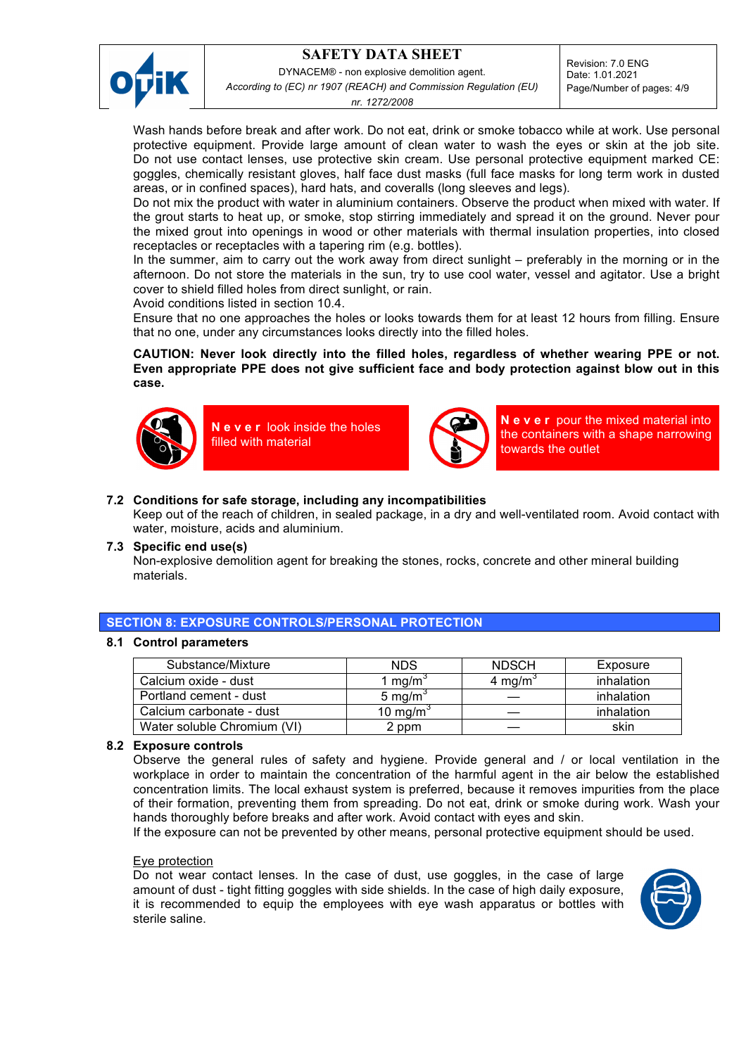Wash hands before break and after work. Do not eat, drink or smoke tobacco while at work. Use personal protective equipment. Provide large amount of clean water to wash the eyes or skin at the job site. Do not use contact lenses, use protective skin cream. Use personal protective equipment marked CE: goggles, chemically resistant gloves, half face dust masks (full face masks for long term work in dusted areas, or in confined spaces), hard hats, and coveralls (long sleeves and legs).

Do not mix the product with water in aluminium containers. Observe the product when mixed with water. If the grout starts to heat up, or smoke, stop stirring immediately and spread it on the ground. Never pour the mixed grout into openings in wood or other materials with thermal insulation properties, into closed receptacles or receptacles with a tapering rim (e.g. bottles).

In the summer, aim to carry out the work away from direct sunlight – preferably in the morning or in the afternoon. Do not store the materials in the sun, try to use cool water, vessel and agitator. Use a bright cover to shield filled holes from direct sunlight, or rain.

Avoid conditions listed in section 10.4.

Ensure that no one approaches the holes or looks towards them for at least 12 hours from filling. Ensure that no one, under any circumstances looks directly into the filled holes.

**CAUTION: Never look directly into the filled holes, regardless of whether wearing PPE or not. Even appropriate PPE does not give sufficient face and body protection against blow out in this case.**

**N e v e r** look inside the holes filled with material

**N e v e r** pour the mixed material into the containers with a shape narrowing towards the outlet

### 7.2 Conditions for safe storage, including any incompatibilities

Keep out of the reach of children, in sealed package, in a dry and well-ventilated room. Avoid contact with water, moisture, acids and aluminium.

### 7.3 Specific end use(s)

Non-explosive demolition agent for breaking the stones, rocks, concrete and other mineral building materials.

## SECTION 8: EXPOSURE CONTROLS/PERSONAL PROTECTION

### 8.1 Control parameters

| Substance/Mixture | NDS | NDSCH | Exposure |
|---|---|---|---|
| Calcium oxide - dust | 1 mg/m$^3$ | 4 mg/m$^3$ | inhalation |
| Portland cement - dust | 5 mg/m$^3$ | — | inhalation |
| Calcium carbonate - dust | 10 mg/m$^3$ | — | inhalation |
| Water soluble Chromium (VI) | 2 ppm | — | skin |

### 8.2 Exposure controls

Observe the general rules of safety and hygiene. Provide general and / or local ventilation in the workplace in order to maintain the concentration of the harmful agent in the air below the established concentration limits. The local exhaust system is preferred, because it removes impurities from the place of their formation, preventing them from spreading. Do not eat, drink or smoke during work. Wash your hands thoroughly before breaks and after work. Avoid contact with eyes and skin.

If the exposure can not be prevented by other means, personal protective equipment should be used.

Eye protection

Do not wear contact lenses. In the case of dust, use goggles, in the case of large amount of dust - tight fitting goggles with side shields. In the case of high daily exposure, it is recommended to equip the employees with eye wash apparatus or bottles with sterile saline.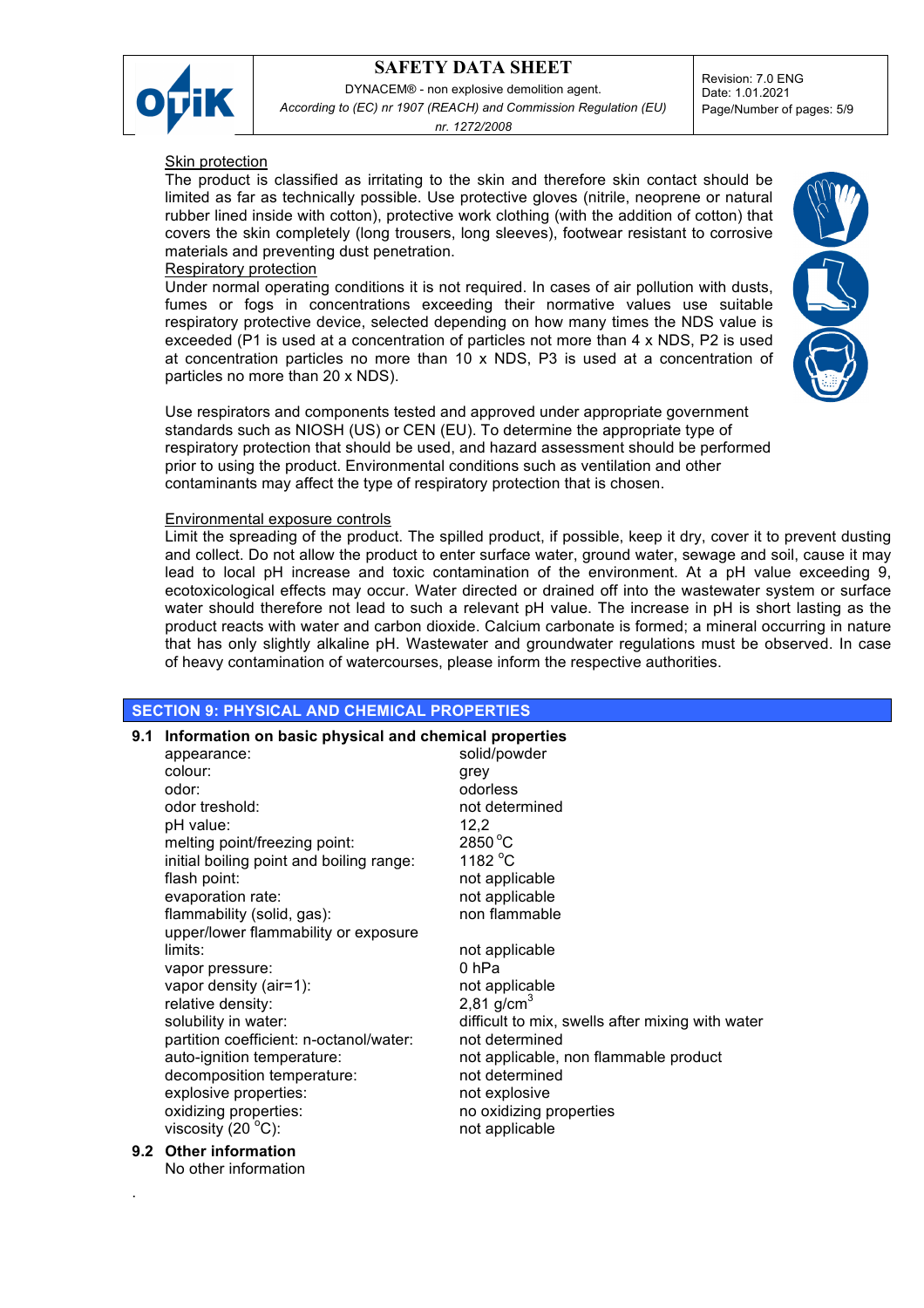Skin protection

The product is classified as irritating to the skin and therefore skin contact should be limited as far as technically possible. Use protective gloves (nitrile, neoprene or natural rubber lined inside with cotton), protective work clothing (with the addition of cotton) that covers the skin completely (long trousers, long sleeves), footwear resistant to corrosive materials and preventing dust penetration.

Respiratory protection

Under normal operating conditions it is not required. In cases of air pollution with dusts, fumes or fogs in concentrations exceeding their normative values use suitable respiratory protective device, selected depending on how many times the NDS value is exceeded (P1 is used at a concentration of particles not more than 4 x NDS, P2 is used at concentration particles no more than 10 x NDS, P3 is used at a concentration of particles no more than 20 x NDS).

Use respirators and components tested and approved under appropriate government standards such as NIOSH (US) or CEN (EU). To determine the appropriate type of respiratory protection that should be used, and hazard assessment should be performed prior to using the product. Environmental conditions such as ventilation and other contaminants may affect the type of respiratory protection that is chosen.

Environmental exposure controls

Limit the spreading of the product. The spilled product, if possible, keep it dry, cover it to prevent dusting and collect. Do not allow the product to enter surface water, ground water, sewage and soil, cause it may lead to local pH increase and toxic contamination of the environment. At a pH value exceeding 9, ecotoxicological effects may occur. Water directed or drained off into the wastewater system or surface water should therefore not lead to such a relevant pH value. The increase in pH is short lasting as the product reacts with water and carbon dioxide. Calcium carbonate is formed; a mineral occurring in nature that has only slightly alkaline pH. Wastewater and groundwater regulations must be observed. In case of heavy contamination of watercourses, please inform the respective authorities.

## SECTION 9: PHYSICAL AND CHEMICAL PROPERTIES

**9.1 Information on basic physical and chemical properties**

| | |
|---|---|
| appearance: | solid/powder |
| colour: | grey |
| odor: | odorless |
| odor treshold: | not determined |
| pH value: | 12,2 |
| melting point/freezing point: | 2850 °C |
| initial boiling point and boiling range: | 1182 °C |
| flash point: | not applicable |
| evaporation rate: | not applicable |
| flammability (solid, gas): | non flammable |
| upper/lower flammability or exposure limits: | not applicable |
| vapor pressure: | 0 hPa |
| vapor density (air=1): | not applicable |
| relative density: | 2,81 g/cm$^3$ |
| solubility in water: | difficult to mix, swells after mixing with water |
| partition coefficient: n-octanol/water: | not determined |
| auto-ignition temperature: | not applicable, non flammable product |
| decomposition temperature: | not determined |
| explosive properties: | not explosive |
| oxidizing properties: | no oxidizing properties |
| viscosity (20 °C): | not applicable |

**9.2 Other information**

No other information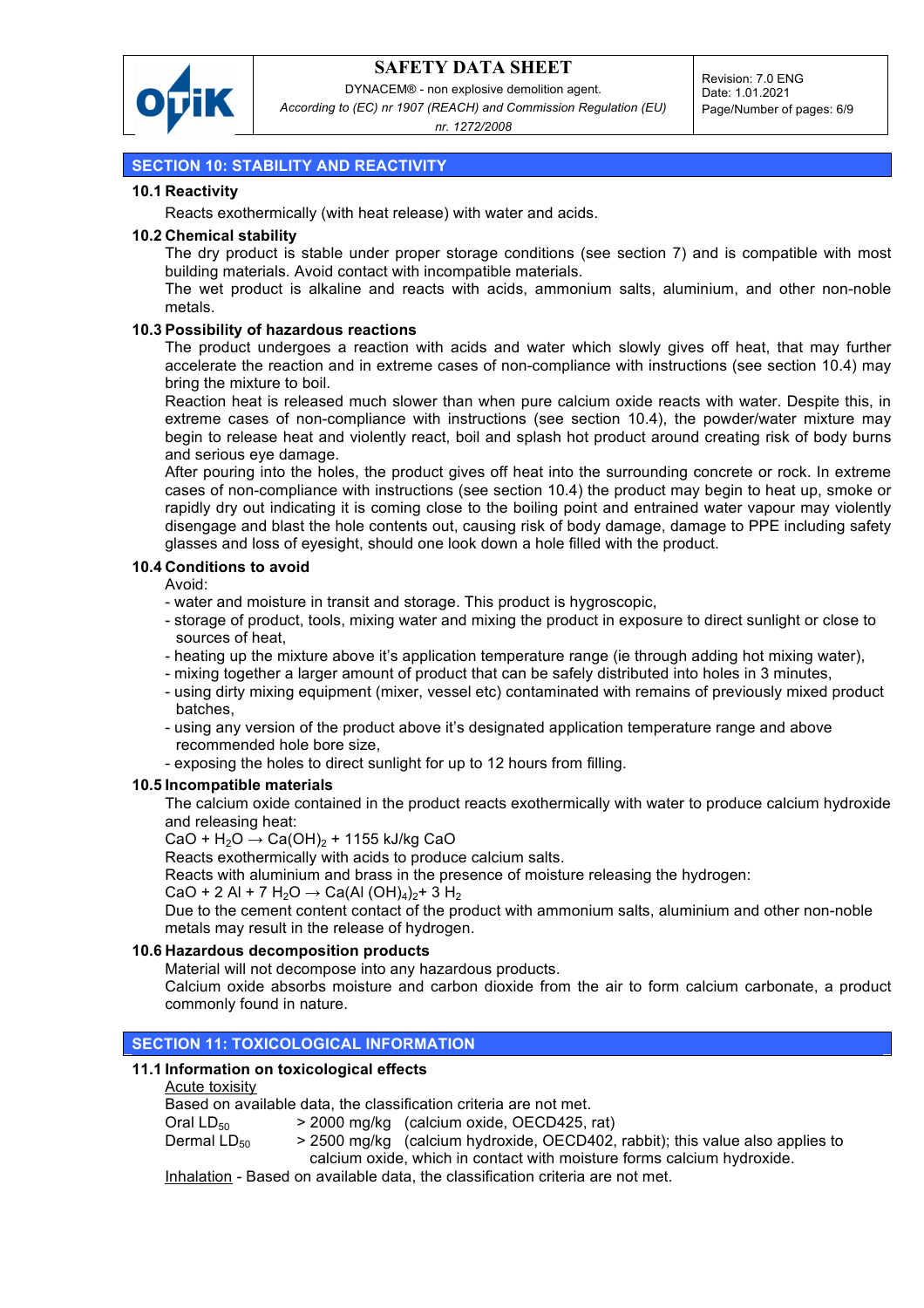## SECTION 10: STABILITY AND REACTIVITY

### 10.1 Reactivity

Reacts exothermically (with heat release) with water and acids.

### 10.2 Chemical stability

The dry product is stable under proper storage conditions (see section 7) and is compatible with most building materials. Avoid contact with incompatible materials.

The wet product is alkaline and reacts with acids, ammonium salts, aluminium, and other non-noble metals.

### 10.3 Possibility of hazardous reactions

The product undergoes a reaction with acids and water which slowly gives off heat, that may further accelerate the reaction and in extreme cases of non-compliance with instructions (see section 10.4) may bring the mixture to boil.

Reaction heat is released much slower than when pure calcium oxide reacts with water. Despite this, in extreme cases of non-compliance with instructions (see section 10.4), the powder/water mixture may begin to release heat and violently react, boil and splash hot product around creating risk of body burns and serious eye damage.

After pouring into the holes, the product gives off heat into the surrounding concrete or rock. In extreme cases of non-compliance with instructions (see section 10.4) the product may begin to heat up, smoke or rapidly dry out indicating it is coming close to the boiling point and entrained water vapour may violently disengage and blast the hole contents out, causing risk of body damage, damage to PPE including safety glasses and loss of eyesight, should one look down a hole filled with the product.

### 10.4 Conditions to avoid

Avoid:

- water and moisture in transit and storage. This product is hygroscopic,
- storage of product, tools, mixing water and mixing the product in exposure to direct sunlight or close to sources of heat,
- heating up the mixture above it's application temperature range (ie through adding hot mixing water),
- mixing together a larger amount of product that can be safely distributed into holes in 3 minutes,
- using dirty mixing equipment (mixer, vessel etc) contaminated with remains of previously mixed product batches,
- using any version of the product above it's designated application temperature range and above recommended hole bore size,
- exposing the holes to direct sunlight for up to 12 hours from filling.

### 10.5 Incompatible materials

The calcium oxide contained in the product reacts exothermically with water to produce calcium hydroxide and releasing heat:

$CaO + H_2O \rightarrow Ca(OH)_2$ + 1155 kJ/kg CaO

Reacts exothermically with acids to produce calcium salts.

Reacts with aluminium and brass in the presence of moisture releasing the hydrogen:

$CaO + 2\,Al + 7\,H_2O \rightarrow Ca(Al\,(OH)_4)_2 + 3\,H_2$

Due to the cement content contact of the product with ammonium salts, aluminium and other non-noble metals may result in the release of hydrogen.

### 10.6 Hazardous decomposition products

Material will not decompose into any hazardous products.

Calcium oxide absorbs moisture and carbon dioxide from the air to form calcium carbonate, a product commonly found in nature.

## SECTION 11: TOXICOLOGICAL INFORMATION

### 11.1 Information on toxicological effects

<u>Acute toxicity</u>

Based on available data, the classification criteria are not met.

| | | |
|---|---|---|
| Oral $LD_{50}$ | > 2000 mg/kg | (calcium oxide, OECD425, rat) |
| Dermal $LD_{50}$ | > 2500 mg/kg | (calcium hydroxide, OECD402, rabbit); this value also applies to calcium oxide, which in contact with moisture forms calcium hydroxide. |

<u>Inhalation</u> - Based on available data, the classification criteria are not met.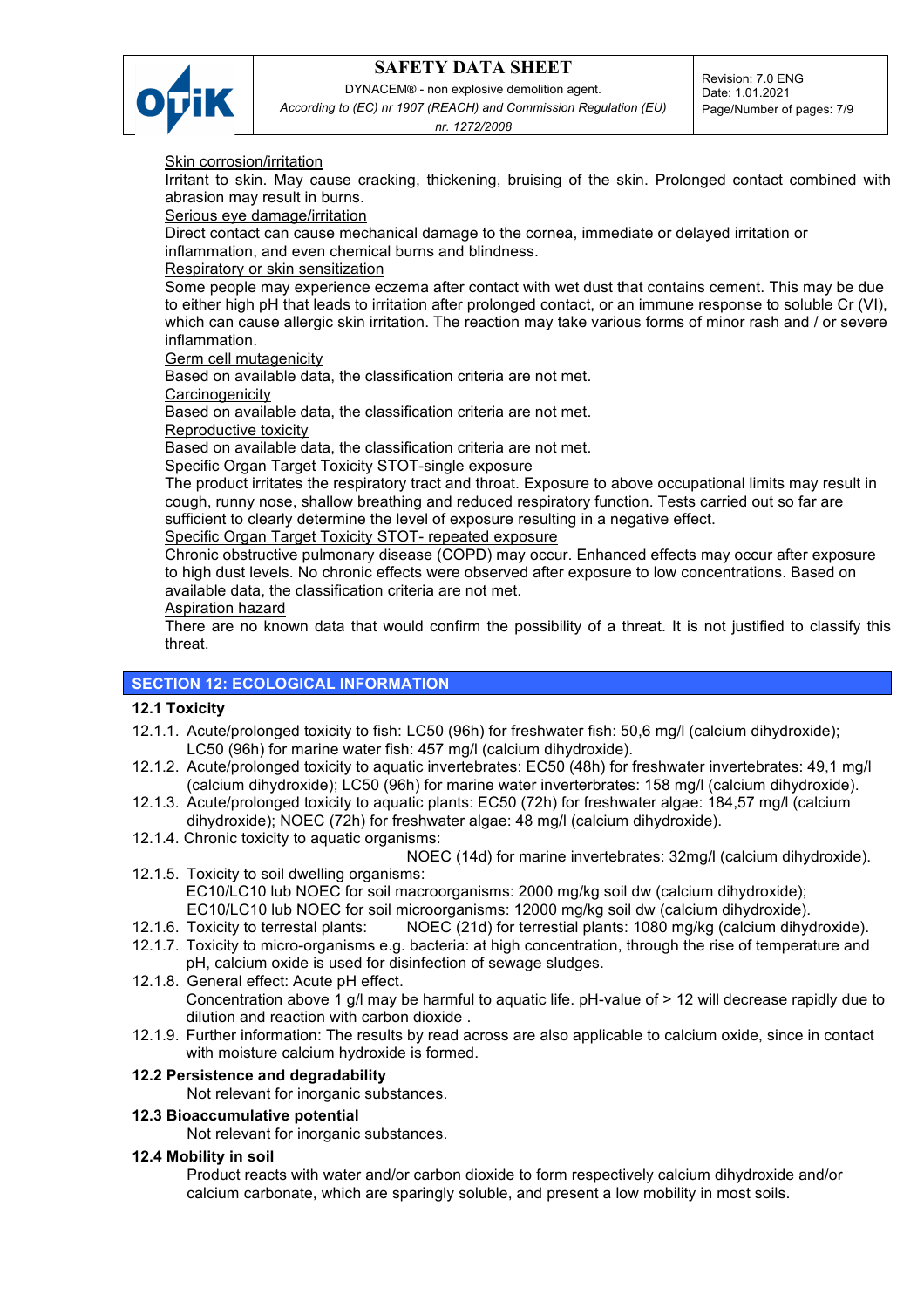Skin corrosion/irritation

Irritant to skin. May cause cracking, thickening, bruising of the skin. Prolonged contact combined with abrasion may result in burns.

Serious eye damage/irritation

Direct contact can cause mechanical damage to the cornea, immediate or delayed irritation or inflammation, and even chemical burns and blindness.

Respiratory or skin sensitization

Some people may experience eczema after contact with wet dust that contains cement. This may be due to either high pH that leads to irritation after prolonged contact, or an immune response to soluble Cr (VI), which can cause allergic skin irritation. The reaction may take various forms of minor rash and / or severe inflammation.

Germ cell mutagenicity

Based on available data, the classification criteria are not met.

Carcinogenicity

Based on available data, the classification criteria are not met.

Reproductive toxicity

Based on available data, the classification criteria are not met.

Specific Organ Target Toxicity STOT-single exposure

The product irritates the respiratory tract and throat. Exposure to above occupational limits may result in cough, runny nose, shallow breathing and reduced respiratory function. Tests carried out so far are sufficient to clearly determine the level of exposure resulting in a negative effect.

Specific Organ Target Toxicity STOT- repeated exposure

Chronic obstructive pulmonary disease (COPD) may occur. Enhanced effects may occur after exposure to high dust levels. No chronic effects were observed after exposure to low concentrations. Based on available data, the classification criteria are not met.

Aspiration hazard

There are no known data that would confirm the possibility of a threat. It is not justified to classify this threat.

## SECTION 12: ECOLOGICAL INFORMATION

### 12.1 Toxicity

12.1.1. Acute/prolonged toxicity to fish: LC50 (96h) for freshwater fish: 50,6 mg/l (calcium dihydroxide); LC50 (96h) for marine water fish: 457 mg/l (calcium dihydroxide).

12.1.2. Acute/prolonged toxicity to aquatic invertebrates: EC50 (48h) for freshwater invertebrates: 49,1 mg/l (calcium dihydroxide); LC50 (96h) for marine water inverterbrates: 158 mg/l (calcium dihydroxide).

12.1.3. Acute/prolonged toxicity to aquatic plants: EC50 (72h) for freshwater algae: 184,57 mg/l (calcium dihydroxide); NOEC (72h) for freshwater algae: 48 mg/l (calcium dihydroxide).

12.1.4. Chronic toxicity to aquatic organisms:
NOEC (14d) for marine invertebrates: 32mg/l (calcium dihydroxide).

12.1.5. Toxicity to soil dwelling organisms:
EC10/LC10 lub NOEC for soil macroorganisms: 2000 mg/kg soil dw (calcium dihydroxide);
EC10/LC10 lub NOEC for soil microorganisms: 12000 mg/kg soil dw (calcium dihydroxide).

12.1.6. Toxicity to terrestal plants: NOEC (21d) for terrestial plants: 1080 mg/kg (calcium dihydroxide).

12.1.7. Toxicity to micro-organisms e.g. bacteria: at high concentration, through the rise of temperature and pH, calcium oxide is used for disinfection of sewage sludges.

12.1.8. General effect: Acute pH effect.
Concentration above 1 g/l may be harmful to aquatic life. pH-value of > 12 will decrease rapidly due to dilution and reaction with carbon dioxide .

12.1.9. Further information: The results by read across are also applicable to calcium oxide, since in contact with moisture calcium hydroxide is formed.

### 12.2 Persistence and degradability

Not relevant for inorganic substances.

### 12.3 Bioaccumulative potential

Not relevant for inorganic substances.

### 12.4 Mobility in soil

Product reacts with water and/or carbon dioxide to form respectively calcium dihydroxide and/or calcium carbonate, which are sparingly soluble, and present a low mobility in most soils.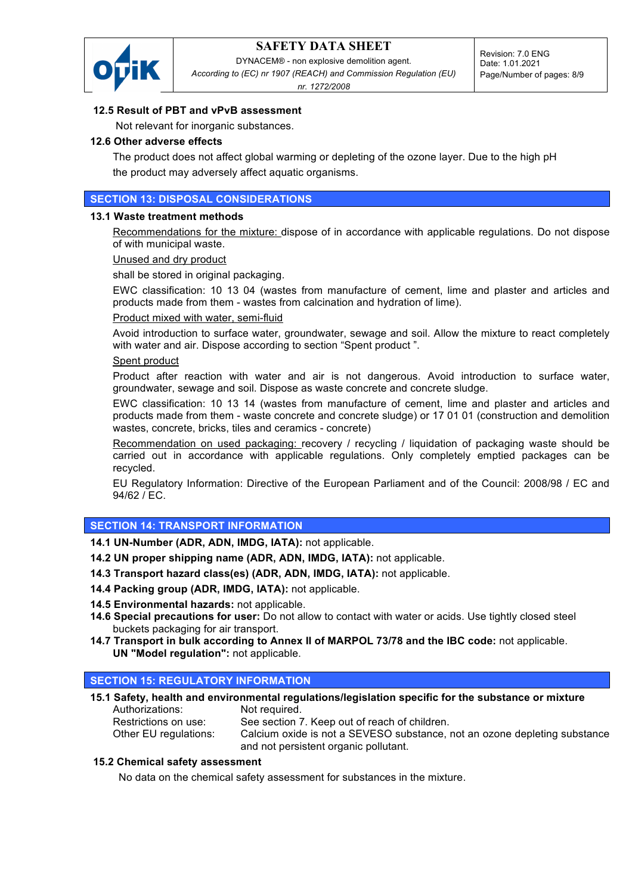**12.5 Result of PBT and vPvB assessment**

Not relevant for inorganic substances.

**12.6 Other adverse effects**

The product does not affect global warming or depleting of the ozone layer. Due to the high pH the product may adversely affect aquatic organisms.

## SECTION 13: DISPOSAL CONSIDERATIONS

**13.1 Waste treatment methods**

Recommendations for the mixture: dispose of in accordance with applicable regulations. Do not dispose of with municipal waste.

Unused and dry product

shall be stored in original packaging.

EWC classification: 10 13 04 (wastes from manufacture of cement, lime and plaster and articles and products made from them - wastes from calcination and hydration of lime).

Product mixed with water, semi-fluid

Avoid introduction to surface water, groundwater, sewage and soil. Allow the mixture to react completely with water and air. Dispose according to section "Spent product ".

Spent product

Product after reaction with water and air is not dangerous. Avoid introduction to surface water, groundwater, sewage and soil. Dispose as waste concrete and concrete sludge.

EWC classification: 10 13 14 (wastes from manufacture of cement, lime and plaster and articles and products made from them - waste concrete and concrete sludge) or 17 01 01 (construction and demolition wastes, concrete, bricks, tiles and ceramics - concrete)

Recommendation on used packaging: recovery / recycling / liquidation of packaging waste should be carried out in accordance with applicable regulations. Only completely emptied packages can be recycled.

EU Regulatory Information: Directive of the European Parliament and of the Council: 2008/98 / EC and 94/62 / EC.

## SECTION 14: TRANSPORT INFORMATION

**14.1 UN-Number (ADR, ADN, IMDG, IATA):** not applicable.

**14.2 UN proper shipping name (ADR, ADN, IMDG, IATA):** not applicable.

**14.3 Transport hazard class(es) (ADR, ADN, IMDG, IATA):** not applicable.

**14.4 Packing group (ADR, IMDG, IATA):** not applicable.

**14.5 Environmental hazards:** not applicable.

**14.6 Special precautions for user:** Do not allow to contact with water or acids. Use tightly closed steel buckets packaging for air transport.

**14.7 Transport in bulk according to Annex II of MARPOL 73/78 and the IBC code:** not applicable.
**UN "Model regulation":** not applicable.

## SECTION 15: REGULATORY INFORMATION

**15.1 Safety, health and environmental regulations/legislation specific for the substance or mixture**

| | |
|---|---|
| Authorizations: | Not required. |
| Restrictions on use: | See section 7. Keep out of reach of children. |
| Other EU regulations: | Calcium oxide is not a SEVESO substance, not an ozone depleting substance and not persistent organic pollutant. |

**15.2 Chemical safety assessment**

No data on the chemical safety assessment for substances in the mixture.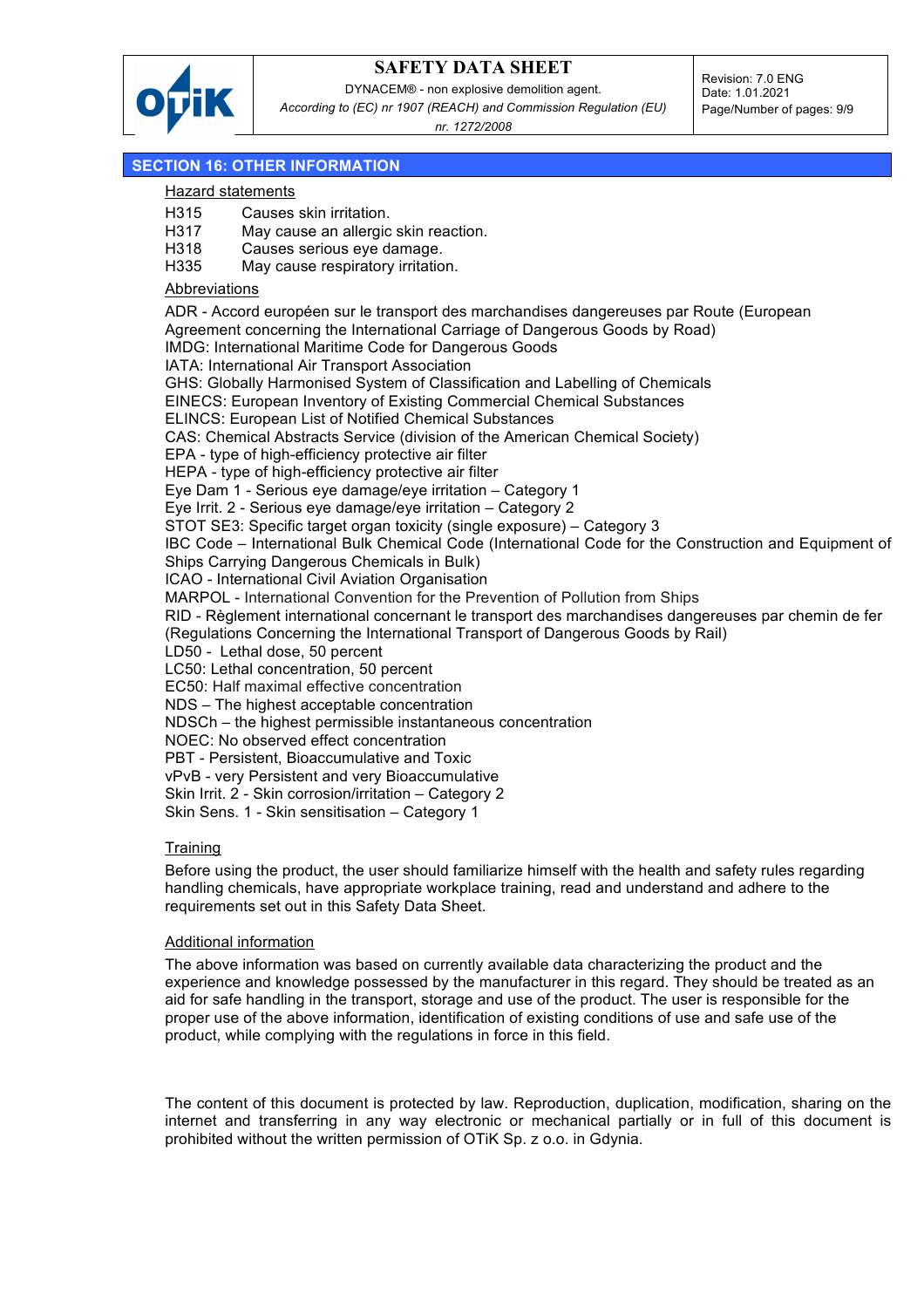## SECTION 16: OTHER INFORMATION

Hazard statements

H315 Causes skin irritation.
H317 May cause an allergic skin reaction.
H318 Causes serious eye damage.
H335 May cause respiratory irritation.

Abbreviations

ADR - Accord européen sur le transport des marchandises dangereuses par Route (European Agreement concerning the International Carriage of Dangerous Goods by Road)
IMDG: International Maritime Code for Dangerous Goods
IATA: International Air Transport Association
GHS: Globally Harmonised System of Classification and Labelling of Chemicals
EINECS: European Inventory of Existing Commercial Chemical Substances
ELINCS: European List of Notified Chemical Substances
CAS: Chemical Abstracts Service (division of the American Chemical Society)
EPA - type of high-efficiency protective air filter
HEPA - type of high-efficiency protective air filter
Eye Dam 1 - Serious eye damage/eye irritation – Category 1
Eye Irrit. 2 - Serious eye damage/eye irritation – Category 2
STOT SE3: Specific target organ toxicity (single exposure) – Category 3
IBC Code – International Bulk Chemical Code (International Code for the Construction and Equipment of Ships Carrying Dangerous Chemicals in Bulk)
ICAO - International Civil Aviation Organisation
MARPOL - International Convention for the Prevention of Pollution from Ships
RID - Règlement international concernant le transport des marchandises dangereuses par chemin de fer (Regulations Concerning the International Transport of Dangerous Goods by Rail)
LD50 - Lethal dose, 50 percent
LC50: Lethal concentration, 50 percent
EC50: Half maximal effective concentration
NDS – The highest acceptable concentration
NDSCh – the highest permissible instantaneous concentration
NOEC: No observed effect concentration
PBT - Persistent, Bioaccumulative and Toxic
vPvB - very Persistent and very Bioaccumulative
Skin Irrit. 2 - Skin corrosion/irritation – Category 2
Skin Sens. 1 - Skin sensitisation – Category 1

Training

Before using the product, the user should familiarize himself with the health and safety rules regarding handling chemicals, have appropriate workplace training, read and understand and adhere to the requirements set out in this Safety Data Sheet.

Additional information

The above information was based on currently available data characterizing the product and the experience and knowledge possessed by the manufacturer in this regard. They should be treated as an aid for safe handling in the transport, storage and use of the product. The user is responsible for the proper use of the above information, identification of existing conditions of use and safe use of the product, while complying with the regulations in force in this field.

The content of this document is protected by law. Reproduction, duplication, modification, sharing on the internet and transferring in any way electronic or mechanical partially or in full of this document is prohibited without the written permission of OTiK Sp. z o.o. in Gdynia.